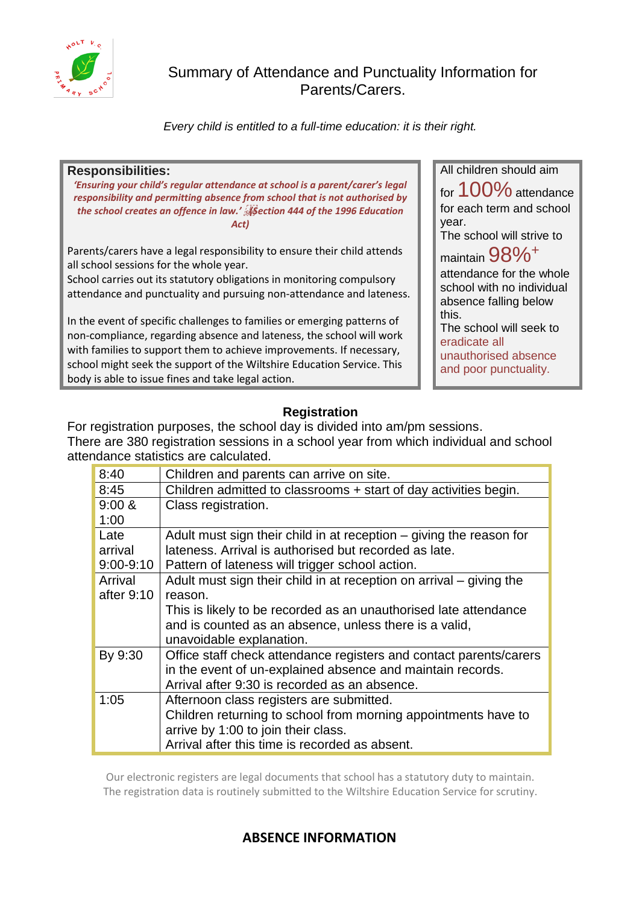# Summary of Attendance and Punctuality Information for Parents/Carers.

*Every child is entitled to a full-time education: it is their right.*

**Responsibilities:**

***'Ensuring your child's regular attendance at school is a parent/carer's legal responsibility and permitting absence from school that is not authorised by the school creates an offence in law.' (Section 444 of the 1996 Education Act)***

Parents/carers have a legal responsibility to ensure their child attends all school sessions for the whole year.
School carries out its statutory obligations in monitoring compulsory attendance and punctuality and pursuing non-attendance and lateness.

In the event of specific challenges to families or emerging patterns of non-compliance, regarding absence and lateness, the school will work with families to support them to achieve improvements. If necessary, school might seek the support of the Wiltshire Education Service. This body is able to issue fines and take legal action.

All children should aim for 100% attendance for each term and school year.
The school will strive to maintain 98%+ attendance for the whole school with no individual absence falling below this.
The school will seek to eradicate all unauthorised absence and poor punctuality.

## Registration

For registration purposes, the school day is divided into am/pm sessions.
There are 380 registration sessions in a school year from which individual and school attendance statistics are calculated.

| | |
|---|---|
| 8:40 | Children and parents can arrive on site. |
| 8:45 | Children admitted to classrooms + start of day activities begin. |
| 9:00 & 1:00 | Class registration. |
| Late arrival 9:00-9:10 | Adult must sign their child in at reception – giving the reason for lateness. Arrival is authorised but recorded as late. Pattern of lateness will trigger school action. |
| Arrival after 9:10 | Adult must sign their child in at reception on arrival – giving the reason. This is likely to be recorded as an unauthorised late attendance and is counted as an absence, unless there is a valid, unavoidable explanation. |
| By 9:30 | Office staff check attendance registers and contact parents/carers in the event of un-explained absence and maintain records. Arrival after 9:30 is recorded as an absence. |
| 1:05 | Afternoon class registers are submitted. Children returning to school from morning appointments have to arrive by 1:00 to join their class. Arrival after this time is recorded as absent. |

Our electronic registers are legal documents that school has a statutory duty to maintain.
The registration data is routinely submitted to the Wiltshire Education Service for scrutiny.

## ABSENCE INFORMATION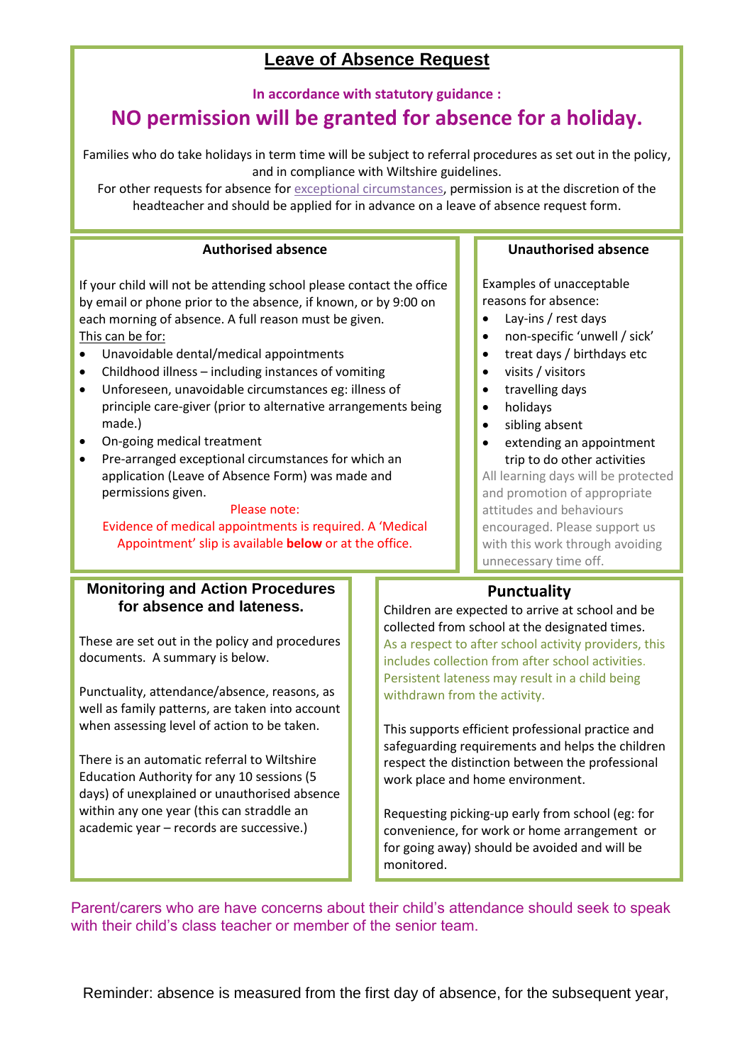# Leave of Absence Request

**In accordance with statutory guidance :**

## NO permission will be granted for absence for a holiday.

Families who do take holidays in term time will be subject to referral procedures as set out in the policy, and in compliance with Wiltshire guidelines.
For other requests for absence for exceptional circumstances, permission is at the discretion of the headteacher and should be applied for in advance on a leave of absence request form.

### Authorised absence

If your child will not be attending school please contact the office by email or phone prior to the absence, if known, or by 9:00 on each morning of absence. A full reason must be given.

This can be for:

- Unavoidable dental/medical appointments
- Childhood illness – including instances of vomiting
- Unforeseen, unavoidable circumstances eg: illness of principle care-giver (prior to alternative arrangements being made.)
- On-going medical treatment
- Pre-arranged exceptional circumstances for which an application (Leave of Absence Form) was made and permissions given.

Please note:
Evidence of medical appointments is required. A 'Medical Appointment' slip is available **below** or at the office.

### Unauthorised absence

Examples of unacceptable reasons for absence:

- Lay-ins / rest days
- non-specific 'unwell / sick'
- treat days / birthdays etc
- visits / visitors
- travelling days
- holidays
- sibling absent
- extending an appointment trip to do other activities

All learning days will be protected and promotion of appropriate attitudes and behaviours encouraged. Please support us with this work through avoiding unnecessary time off.

### Monitoring and Action Procedures for absence and lateness.

These are set out in the policy and procedures documents. A summary is below.

Punctuality, attendance/absence, reasons, as well as family patterns, are taken into account when assessing level of action to be taken.

There is an automatic referral to Wiltshire Education Authority for any 10 sessions (5 days) of unexplained or unauthorised absence within any one year (this can straddle an academic year – records are successive.)

### Punctuality

Children are expected to arrive at school and be collected from school at the designated times. As a respect to after school activity providers, this includes collection from after school activities. Persistent lateness may result in a child being withdrawn from the activity.

This supports efficient professional practice and safeguarding requirements and helps the children respect the distinction between the professional work place and home environment.

Requesting picking-up early from school (eg: for convenience, for work or home arrangement or for going away) should be avoided and will be monitored.

Parent/carers who are have concerns about their child's attendance should seek to speak with their child's class teacher or member of the senior team.

Reminder: absence is measured from the first day of absence, for the subsequent year,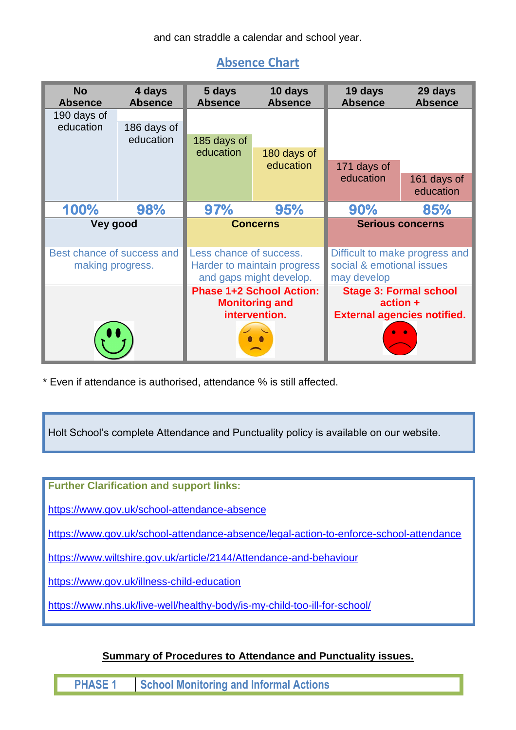and can straddle a calendar and school year.

## Absence Chart

| No Absence | 4 days Absence | 5 days Absence | 10 days Absence | 19 days Absence | 29 days Absence |
|---|---|---|---|---|---|
| 190 days of education | 186 days of education | 185 days of education | 180 days of education | 171 days of education | 161 days of education |
| 100% | 98% | 97% | 95% | 90% | 85% |
| Vey good | | Concerns | | Serious concerns | |
| Best chance of success and making progress. | | Less chance of success. Harder to maintain progress and gaps might develop. | | Difficult to make progress and social & emotional issues may develop | |
| | | **Phase 1+2 School Action: Monitoring and intervention.** | | **Stage 3: Formal school action + External agencies notified.** | |

* Even if attendance is authorised, attendance % is still affected.

Holt School's complete Attendance and Punctuality policy is available on our website.

**Further Clarification and support links:**

https://www.gov.uk/school-attendance-absence

https://www.gov.uk/school-attendance-absence/legal-action-to-enforce-school-attendance

https://www.wiltshire.gov.uk/article/2144/Attendance-and-behaviour

https://www.gov.uk/illness-child-education

https://www.nhs.uk/live-well/healthy-body/is-my-child-too-ill-for-school/

**Summary of Procedures to Attendance and Punctuality issues.**

| PHASE 1 | School Monitoring and Informal Actions |
|---|---|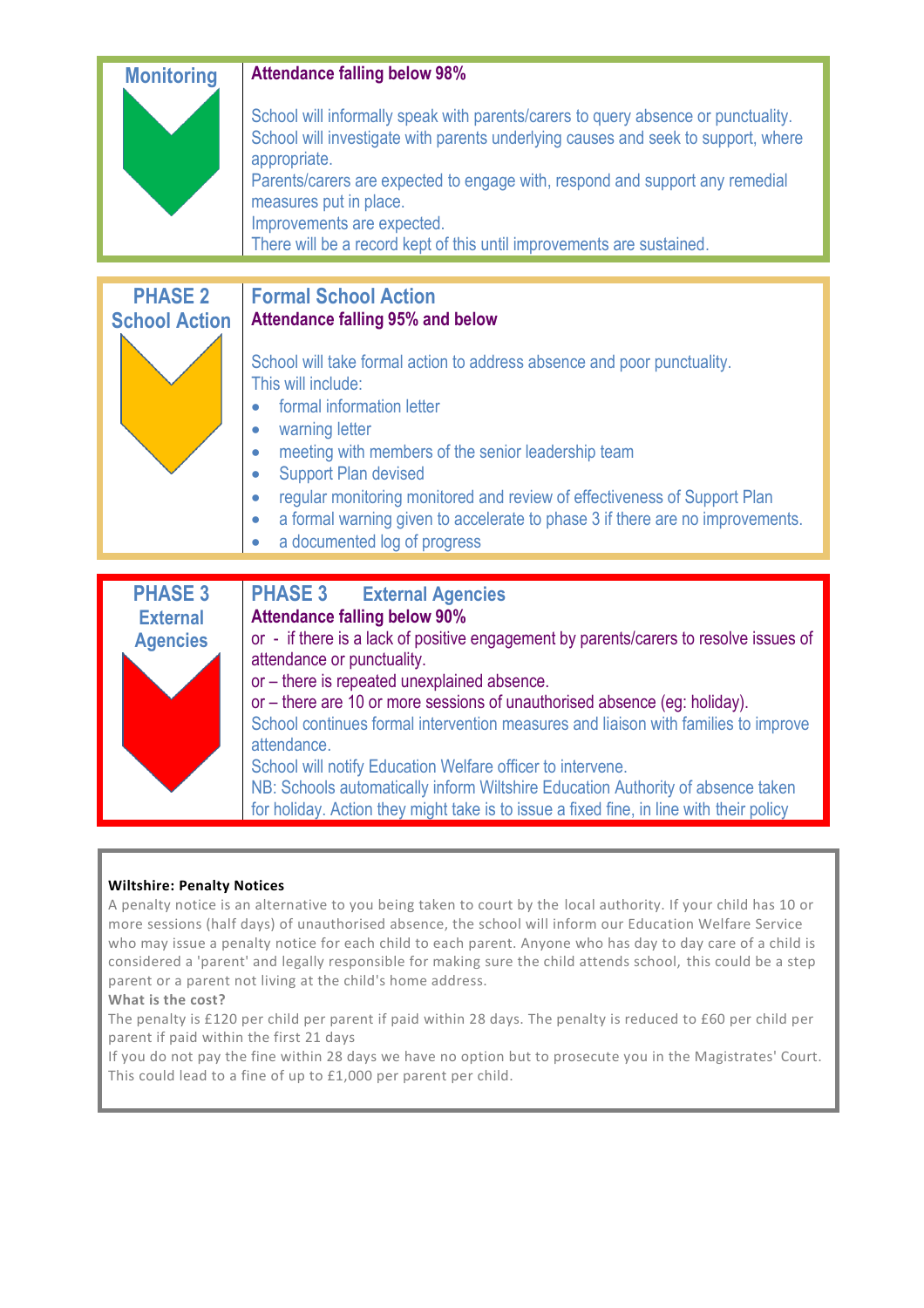## Monitoring

**Attendance falling below 98%**

School will informally speak with parents/carers to query absence or punctuality.
School will investigate with parents underlying causes and seek to support, where appropriate.
Parents/carers are expected to engage with, respond and support any remedial measures put in place.
Improvements are expected.
There will be a record kept of this until improvements are sustained.

## PHASE 2 School Action

### Formal School Action

**Attendance falling 95% and below**

School will take formal action to address absence and poor punctuality.
This will include:

- formal information letter
- warning letter
- meeting with members of the senior leadership team
- Support Plan devised
- regular monitoring monitored and review of effectiveness of Support Plan
- a formal warning given to accelerate to phase 3 if there are no improvements.
- a documented log of progress

## PHASE 3 External Agencies

### PHASE 3 External Agencies

**Attendance falling below 90%**

or - if there is a lack of positive engagement by parents/carers to resolve issues of attendance or punctuality.
or – there is repeated unexplained absence.
or – there are 10 or more sessions of unauthorised absence (eg: holiday).
School continues formal intervention measures and liaison with families to improve attendance.
School will notify Education Welfare officer to intervene.
NB: Schools automatically inform Wiltshire Education Authority of absence taken for holiday. Action they might take is to issue a fixed fine, in line with their policy

**Wiltshire: Penalty Notices**

A penalty notice is an alternative to you being taken to court by the local authority. If your child has 10 or more sessions (half days) of unauthorised absence, the school will inform our Education Welfare Service who may issue a penalty notice for each child to each parent. Anyone who has day to day care of a child is considered a 'parent' and legally responsible for making sure the child attends school, this could be a step parent or a parent not living at the child's home address.

**What is the cost?**

The penalty is £120 per child per parent if paid within 28 days. The penalty is reduced to £60 per child per parent if paid within the first 21 days

If you do not pay the fine within 28 days we have no option but to prosecute you in the Magistrates' Court. This could lead to a fine of up to £1,000 per parent per child.